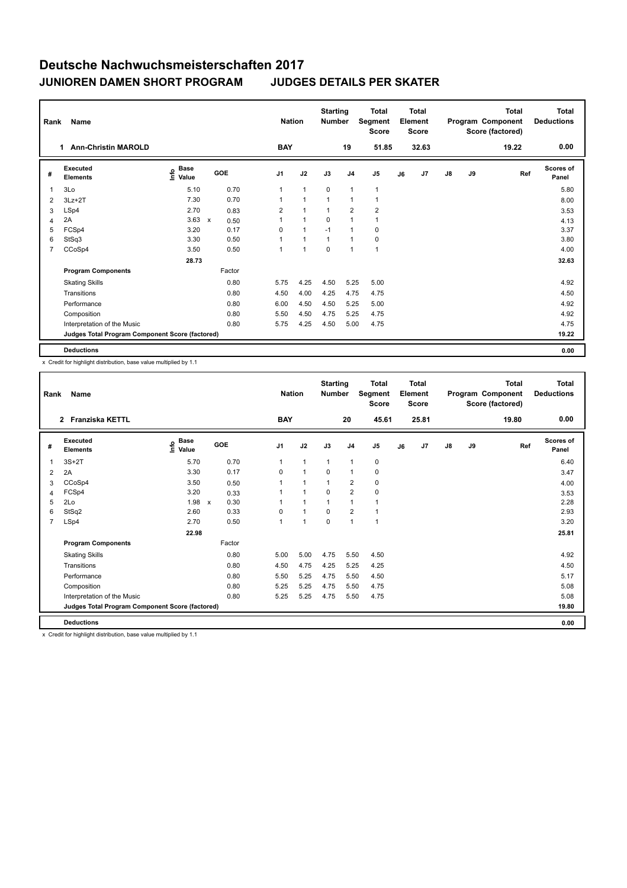# Deutsche Nachwuchsmeisterschaften 2017

## JUNIOREN DAMEN SHORT PROGRAM JUDGES DETAILS PER SKATER

| Rank | Name | Nation | Starting Number | Total Segment Score | Total Element Score | Total Program Component Score (factored) | Total Deductions |
|---|---|---|---|---|---|---|---|
| 1 | Ann-Christin MAROLD | BAY | 19 | 51.85 | 32.63 | 19.22 | 0.00 |

| # | Executed Elements | Info | Base Value | | GOE | J1 | J2 | J3 | J4 | J5 | J6 | J7 | J8 | J9 | Ref | Scores of Panel |
|---|---|---|---|---|---|---|---|---|---|---|---|---|---|---|---|---|
| 1 | 3Lo | | 5.10 | | 0.70 | 1 | 1 | 0 | 1 | 1 | | | | | | 5.80 |
| 2 | 3Lz+2T | | 7.30 | | 0.70 | 1 | 1 | 1 | 1 | 1 | | | | | | 8.00 |
| 3 | LSp4 | | 2.70 | | 0.83 | 2 | 1 | 1 | 2 | 2 | | | | | | 3.53 |
| 4 | 2A | | 3.63 | x | 0.50 | 1 | 1 | 0 | 1 | 1 | | | | | | 4.13 |
| 5 | FCSp4 | | 3.20 | | 0.17 | 0 | 1 | -1 | 1 | 0 | | | | | | 3.37 |
| 6 | StSq3 | | 3.30 | | 0.50 | 1 | 1 | 1 | 1 | 0 | | | | | | 3.80 |
| 7 | CCoSp4 | | 3.50 | | 0.50 | 1 | 1 | 0 | 1 | 1 | | | | | | 4.00 |
| | | | 28.73 | | | | | | | | | | | | | 32.63 |
| | **Program Components** | | | | Factor | | | | | | | | | | | |
| | Skating Skills | | | | 0.80 | 5.75 | 4.25 | 4.50 | 5.25 | 5.00 | | | | | | 4.92 |
| | Transitions | | | | 0.80 | 4.50 | 4.00 | 4.25 | 4.75 | 4.75 | | | | | | 4.50 |
| | Performance | | | | 0.80 | 6.00 | 4.50 | 4.50 | 5.25 | 5.00 | | | | | | 4.92 |
| | Composition | | | | 0.80 | 5.50 | 4.50 | 4.75 | 5.25 | 4.75 | | | | | | 4.92 |
| | Interpretation of the Music | | | | 0.80 | 5.75 | 4.25 | 4.50 | 5.00 | 4.75 | | | | | | 4.75 |
| | **Judges Total Program Component Score (factored)** | | | | | | | | | | | | | | | 19.22 |
| | **Deductions** | | | | | | | | | | | | | | | 0.00 |

x Credit for highlight distribution, base value multiplied by 1.1

| Rank | Name | Nation | Starting Number | Total Segment Score | Total Element Score | Total Program Component Score (factored) | Total Deductions |
|---|---|---|---|---|---|---|---|
| 2 | Franziska KETTL | BAY | 20 | 45.61 | 25.81 | 19.80 | 0.00 |

| # | Executed Elements | Info | Base Value | | GOE | J1 | J2 | J3 | J4 | J5 | J6 | J7 | J8 | J9 | Ref | Scores of Panel |
|---|---|---|---|---|---|---|---|---|---|---|---|---|---|---|---|---|
| 1 | 3S+2T | | 5.70 | | 0.70 | 1 | 1 | 1 | 1 | 0 | | | | | | 6.40 |
| 2 | 2A | | 3.30 | | 0.17 | 0 | 1 | 0 | 1 | 0 | | | | | | 3.47 |
| 3 | CCoSp4 | | 3.50 | | 0.50 | 1 | 1 | 1 | 2 | 0 | | | | | | 4.00 |
| 4 | FCSp4 | | 3.20 | | 0.33 | 1 | 1 | 0 | 2 | 0 | | | | | | 3.53 |
| 5 | 2Lo | | 1.98 | x | 0.30 | 1 | 1 | 1 | 1 | 1 | | | | | | 2.28 |
| 6 | StSq2 | | 2.60 | | 0.33 | 0 | 1 | 0 | 2 | 1 | | | | | | 2.93 |
| 7 | LSp4 | | 2.70 | | 0.50 | 1 | 1 | 0 | 1 | 1 | | | | | | 3.20 |
| | | | 22.98 | | | | | | | | | | | | | 25.81 |
| | **Program Components** | | | | Factor | | | | | | | | | | | |
| | Skating Skills | | | | 0.80 | 5.00 | 5.00 | 4.75 | 5.50 | 4.50 | | | | | | 4.92 |
| | Transitions | | | | 0.80 | 4.50 | 4.75 | 4.25 | 5.25 | 4.25 | | | | | | 4.50 |
| | Performance | | | | 0.80 | 5.50 | 5.25 | 4.75 | 5.50 | 4.50 | | | | | | 5.17 |
| | Composition | | | | 0.80 | 5.25 | 5.25 | 4.75 | 5.50 | 4.75 | | | | | | 5.08 |
| | Interpretation of the Music | | | | 0.80 | 5.25 | 5.25 | 4.75 | 5.50 | 4.75 | | | | | | 5.08 |
| | **Judges Total Program Component Score (factored)** | | | | | | | | | | | | | | | 19.80 |
| | **Deductions** | | | | | | | | | | | | | | | 0.00 |

x Credit for highlight distribution, base value multiplied by 1.1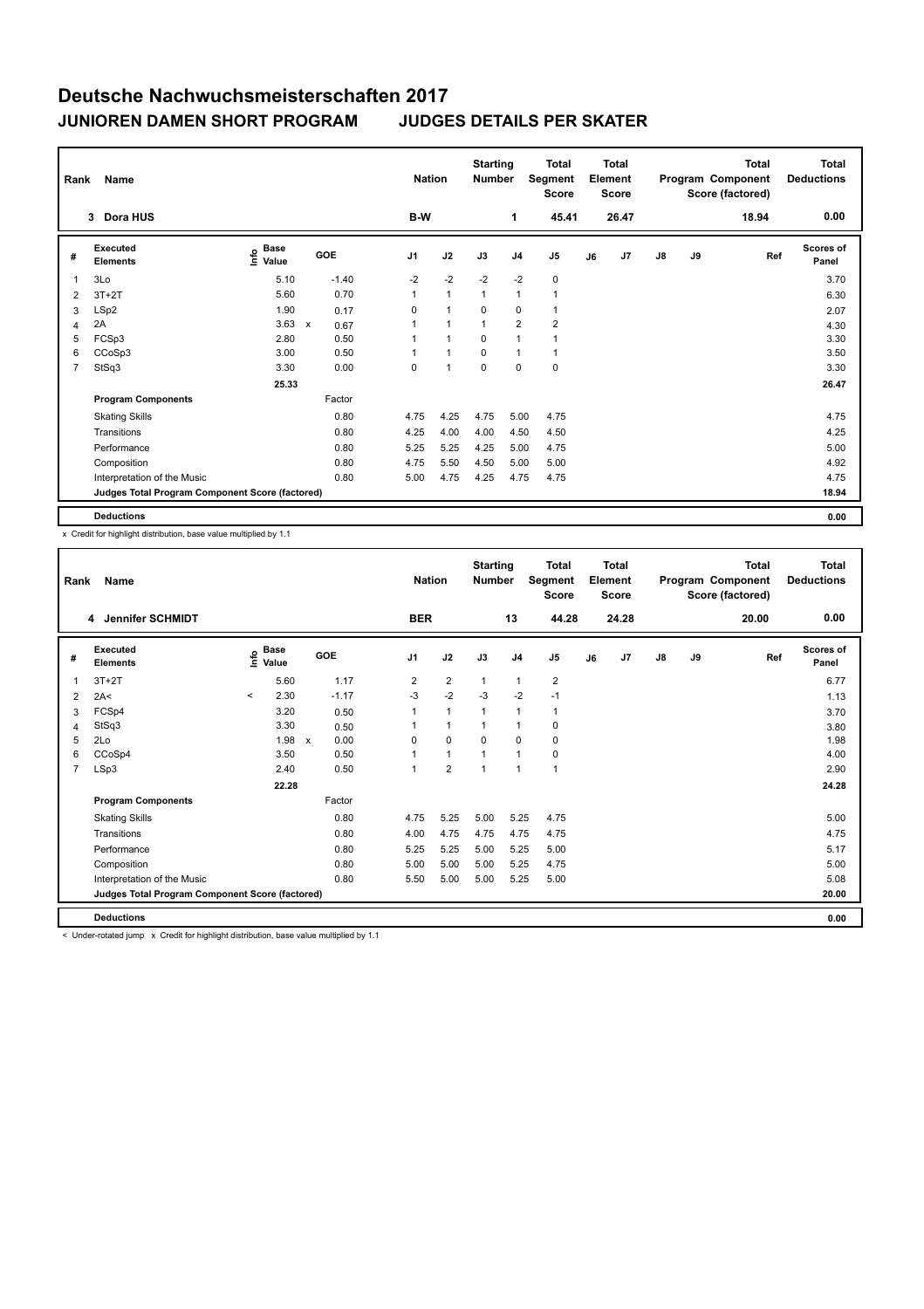# Deutsche Nachwuchsmeisterschaften 2017

## JUNIOREN DAMEN SHORT PROGRAM JUDGES DETAILS PER SKATER

| Rank | Name | Nation | Starting Number | Total Segment Score | Total Element Score | Total Program Component Score (factored) | Total Deductions |
|---|---|---|---|---|---|---|---|
| 3 | Dora HUS | B-W | 1 | 45.41 | 26.47 | 18.94 | 0.00 |

| # | Executed Elements | Info | Base Value | | GOE | J1 | J2 | J3 | J4 | J5 | J6 | J7 | J8 | J9 | Ref | Scores of Panel |
|---|---|---|---|---|---|---|---|---|---|---|---|---|---|---|---|---|
| 1 | 3Lo | | 5.10 | | -1.40 | -2 | -2 | -2 | -2 | 0 | | | | | | 3.70 |
| 2 | 3T+2T | | 5.60 | | 0.70 | 1 | 1 | 1 | 1 | 1 | | | | | | 6.30 |
| 3 | LSp2 | | 1.90 | | 0.17 | 0 | 1 | 0 | 0 | 1 | | | | | | 2.07 |
| 4 | 2A | | 3.63 | x | 0.67 | 1 | 1 | 1 | 2 | 2 | | | | | | 4.30 |
| 5 | FCSp3 | | 2.80 | | 0.50 | 1 | 1 | 0 | 1 | 1 | | | | | | 3.30 |
| 6 | CCoSp3 | | 3.00 | | 0.50 | 1 | 1 | 0 | 1 | 1 | | | | | | 3.50 |
| 7 | StSq3 | | 3.30 | | 0.00 | 0 | 1 | 0 | 0 | 0 | | | | | | 3.30 |
| | | | 25.33 | | | | | | | | | | | | | 26.47 |
| | **Program Components** | | | | Factor | | | | | | | | | | | |
| | Skating Skills | | | | 0.80 | 4.75 | 4.25 | 4.75 | 5.00 | 4.75 | | | | | | 4.75 |
| | Transitions | | | | 0.80 | 4.25 | 4.00 | 4.00 | 4.50 | 4.50 | | | | | | 4.25 |
| | Performance | | | | 0.80 | 5.25 | 5.25 | 4.25 | 5.00 | 4.75 | | | | | | 5.00 |
| | Composition | | | | 0.80 | 4.75 | 5.50 | 4.50 | 5.00 | 5.00 | | | | | | 4.92 |
| | Interpretation of the Music | | | | 0.80 | 5.00 | 4.75 | 4.25 | 4.75 | 4.75 | | | | | | 4.75 |
| | **Judges Total Program Component Score (factored)** | | | | | | | | | | | | | | | 18.94 |
| | **Deductions** | | | | | | | | | | | | | | | 0.00 |

x Credit for highlight distribution, base value multiplied by 1.1

| Rank | Name | Nation | Starting Number | Total Segment Score | Total Element Score | Total Program Component Score (factored) | Total Deductions |
|---|---|---|---|---|---|---|---|
| 4 | Jennifer SCHMIDT | BER | 13 | 44.28 | 24.28 | 20.00 | 0.00 |

| # | Executed Elements | Info | Base Value | | GOE | J1 | J2 | J3 | J4 | J5 | J6 | J7 | J8 | J9 | Ref | Scores of Panel |
|---|---|---|---|---|---|---|---|---|---|---|---|---|---|---|---|---|
| 1 | 3T+2T | | 5.60 | | 1.17 | 2 | 2 | 1 | 1 | 2 | | | | | | 6.77 |
| 2 | 2A< | < | 2.30 | | -1.17 | -3 | -2 | -3 | -2 | -1 | | | | | | 1.13 |
| 3 | FCSp4 | | 3.20 | | 0.50 | 1 | 1 | 1 | 1 | 1 | | | | | | 3.70 |
| 4 | StSq3 | | 3.30 | | 0.50 | 1 | 1 | 1 | 1 | 0 | | | | | | 3.80 |
| 5 | 2Lo | | 1.98 | x | 0.00 | 0 | 0 | 0 | 0 | 0 | | | | | | 1.98 |
| 6 | CCoSp4 | | 3.50 | | 0.50 | 1 | 1 | 1 | 1 | 0 | | | | | | 4.00 |
| 7 | LSp3 | | 2.40 | | 0.50 | 1 | 2 | 1 | 1 | 1 | | | | | | 2.90 |
| | | | 22.28 | | | | | | | | | | | | | 24.28 |
| | **Program Components** | | | | Factor | | | | | | | | | | | |
| | Skating Skills | | | | 0.80 | 4.75 | 5.25 | 5.00 | 5.25 | 4.75 | | | | | | 5.00 |
| | Transitions | | | | 0.80 | 4.00 | 4.75 | 4.75 | 4.75 | 4.75 | | | | | | 4.75 |
| | Performance | | | | 0.80 | 5.25 | 5.25 | 5.00 | 5.25 | 5.00 | | | | | | 5.17 |
| | Composition | | | | 0.80 | 5.00 | 5.00 | 5.00 | 5.25 | 4.75 | | | | | | 5.00 |
| | Interpretation of the Music | | | | 0.80 | 5.50 | 5.00 | 5.00 | 5.25 | 5.00 | | | | | | 5.08 |
| | **Judges Total Program Component Score (factored)** | | | | | | | | | | | | | | | 20.00 |
| | **Deductions** | | | | | | | | | | | | | | | 0.00 |

< Under-rotated jump x Credit for highlight distribution, base value multiplied by 1.1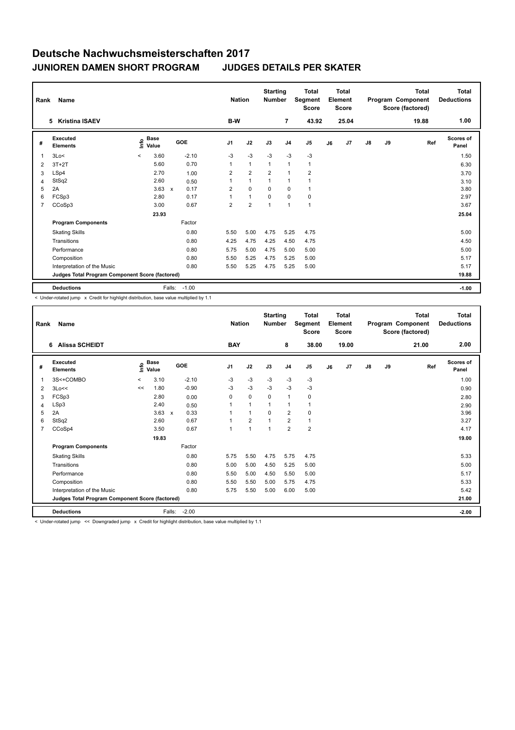# Deutsche Nachwuchsmeisterschaften 2017

## JUNIOREN DAMEN SHORT PROGRAM JUDGES DETAILS PER SKATER

| Rank | Name | Nation | Starting Number | Total Segment Score | Total Element Score | Total Program Component Score (factored) | Total Deductions |
|---|---|---|---|---|---|---|---|
| 5 | Kristina ISAEV | B-W | 7 | 43.92 | 25.04 | 19.88 | 1.00 |

| # | Executed Elements | Info | Base Value | | GOE | J1 | J2 | J3 | J4 | J5 | J6 | J7 | J8 | J9 | Ref | Scores of Panel |
|---|---|---|---|---|---|---|---|---|---|---|---|---|---|---|---|---|
| 1 | 3Lo< | < | 3.60 | | -2.10 | -3 | -3 | -3 | -3 | -3 | | | | | | 1.50 |
| 2 | 3T+2T | | 5.60 | | 0.70 | 1 | 1 | 1 | 1 | 1 | | | | | | 6.30 |
| 3 | LSp4 | | 2.70 | | 1.00 | 2 | 2 | 2 | 1 | 2 | | | | | | 3.70 |
| 4 | StSq2 | | 2.60 | | 0.50 | 1 | 1 | 1 | 1 | 1 | | | | | | 3.10 |
| 5 | 2A | | 3.63 | x | 0.17 | 2 | 0 | 0 | 0 | 1 | | | | | | 3.80 |
| 6 | FCSp3 | | 2.80 | | 0.17 | 1 | 1 | 0 | 0 | 0 | | | | | | 2.97 |
| 7 | CCoSp3 | | 3.00 | | 0.67 | 2 | 2 | 1 | 1 | 1 | | | | | | 3.67 |
| | | | 23.93 | | | | | | | | | | | | | 25.04 |
| | **Program Components** | | | | Factor | | | | | | | | | | | |
| | Skating Skills | | | | 0.80 | 5.50 | 5.00 | 4.75 | 5.25 | 4.75 | | | | | | 5.00 |
| | Transitions | | | | 0.80 | 4.25 | 4.75 | 4.25 | 4.50 | 4.75 | | | | | | 4.50 |
| | Performance | | | | 0.80 | 5.75 | 5.00 | 4.75 | 5.00 | 5.00 | | | | | | 5.00 |
| | Composition | | | | 0.80 | 5.50 | 5.25 | 4.75 | 5.25 | 5.00 | | | | | | 5.17 |
| | Interpretation of the Music | | | | 0.80 | 5.50 | 5.25 | 4.75 | 5.25 | 5.00 | | | | | | 5.17 |
| | **Judges Total Program Component Score (factored)** | | | | | | | | | | | | | | | 19.88 |
| | **Deductions** | | | Falls: | -1.00 | | | | | | | | | | | -1.00 |

< Under-rotated jump x Credit for highlight distribution, base value multiplied by 1.1

| Rank | Name | Nation | Starting Number | Total Segment Score | Total Element Score | Total Program Component Score (factored) | Total Deductions |
|---|---|---|---|---|---|---|---|
| 6 | Alissa SCHEIDT | BAY | 8 | 38.00 | 19.00 | 21.00 | 2.00 |

| # | Executed Elements | Info | Base Value | | GOE | J1 | J2 | J3 | J4 | J5 | J6 | J7 | J8 | J9 | Ref | Scores of Panel |
|---|---|---|---|---|---|---|---|---|---|---|---|---|---|---|---|---|
| 1 | 3S<+COMBO | < | 3.10 | | -2.10 | -3 | -3 | -3 | -3 | -3 | | | | | | 1.00 |
| 2 | 3Lo<< | << | 1.80 | | -0.90 | -3 | -3 | -3 | -3 | -3 | | | | | | 0.90 |
| 3 | FCSp3 | | 2.80 | | 0.00 | 0 | 0 | 0 | 1 | 0 | | | | | | 2.80 |
| 4 | LSp3 | | 2.40 | | 0.50 | 1 | 1 | 1 | 1 | 1 | | | | | | 2.90 |
| 5 | 2A | | 3.63 | x | 0.33 | 1 | 1 | 0 | 2 | 0 | | | | | | 3.96 |
| 6 | StSq2 | | 2.60 | | 0.67 | 1 | 2 | 1 | 2 | 1 | | | | | | 3.27 |
| 7 | CCoSp4 | | 3.50 | | 0.67 | 1 | 1 | 1 | 2 | 2 | | | | | | 4.17 |
| | | | 19.83 | | | | | | | | | | | | | 19.00 |
| | **Program Components** | | | | Factor | | | | | | | | | | | |
| | Skating Skills | | | | 0.80 | 5.75 | 5.50 | 4.75 | 5.75 | 4.75 | | | | | | 5.33 |
| | Transitions | | | | 0.80 | 5.00 | 5.00 | 4.50 | 5.25 | 5.00 | | | | | | 5.00 |
| | Performance | | | | 0.80 | 5.50 | 5.00 | 4.50 | 5.50 | 5.00 | | | | | | 5.17 |
| | Composition | | | | 0.80 | 5.50 | 5.50 | 5.00 | 5.75 | 4.75 | | | | | | 5.33 |
| | Interpretation of the Music | | | | 0.80 | 5.75 | 5.50 | 5.00 | 6.00 | 5.00 | | | | | | 5.42 |
| | **Judges Total Program Component Score (factored)** | | | | | | | | | | | | | | | 21.00 |
| | **Deductions** | | | Falls: | -2.00 | | | | | | | | | | | -2.00 |

< Under-rotated jump << Downgraded jump x Credit for highlight distribution, base value multiplied by 1.1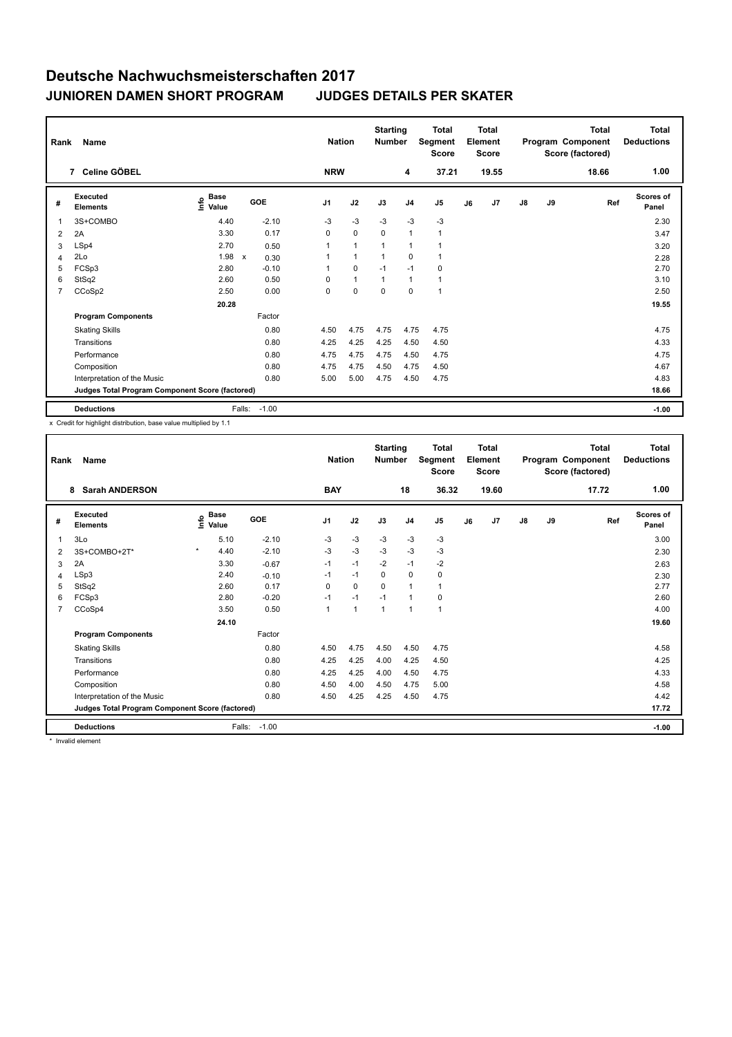# Deutsche Nachwuchsmeisterschaften 2017

## JUNIOREN DAMEN SHORT PROGRAM　　JUDGES DETAILS PER SKATER

| Rank | Name | Nation | Starting Number | Total Segment Score | Total Element Score | Total Program Component Score (factored) | Total Deductions |
|---|---|---|---|---|---|---|---|
| 7 | Celine GÖBEL | NRW | 4 | 37.21 | 19.55 | 18.66 | 1.00 |

| # | Executed Elements | Info | Base Value | | GOE | J1 | J2 | J3 | J4 | J5 | J6 | J7 | J8 | J9 | Ref | Scores of Panel |
|---|---|---|---|---|---|---|---|---|---|---|---|---|---|---|---|---|
| 1 | 3S+COMBO | | 4.40 | | -2.10 | -3 | -3 | -3 | -3 | -3 | | | | | | 2.30 |
| 2 | 2A | | 3.30 | | 0.17 | 0 | 0 | 0 | 1 | 1 | | | | | | 3.47 |
| 3 | LSp4 | | 2.70 | | 0.50 | 1 | 1 | 1 | 1 | 1 | | | | | | 3.20 |
| 4 | 2Lo | | 1.98 | x | 0.30 | 1 | 1 | 1 | 0 | 1 | | | | | | 2.28 |
| 5 | FCSp3 | | 2.80 | | -0.10 | 1 | 0 | -1 | -1 | 0 | | | | | | 2.70 |
| 6 | StSq2 | | 2.60 | | 0.50 | 0 | 1 | 1 | 1 | 1 | | | | | | 3.10 |
| 7 | CCoSp2 | | 2.50 | | 0.00 | 0 | 0 | 0 | 0 | 1 | | | | | | 2.50 |
| | | | 20.28 | | | | | | | | | | | | | 19.55 |
| | **Program Components** | | | | Factor | | | | | | | | | | | |
| | Skating Skills | | | | 0.80 | 4.50 | 4.75 | 4.75 | 4.75 | 4.75 | | | | | | 4.75 |
| | Transitions | | | | 0.80 | 4.25 | 4.25 | 4.25 | 4.50 | 4.50 | | | | | | 4.33 |
| | Performance | | | | 0.80 | 4.75 | 4.75 | 4.75 | 4.50 | 4.75 | | | | | | 4.75 |
| | Composition | | | | 0.80 | 4.75 | 4.75 | 4.50 | 4.75 | 4.50 | | | | | | 4.67 |
| | Interpretation of the Music | | | | 0.80 | 5.00 | 5.00 | 4.75 | 4.50 | 4.75 | | | | | | 4.83 |
| | **Judges Total Program Component Score (factored)** | | | | | | | | | | | | | | | 18.66 |
| | **Deductions** | | | Falls: | -1.00 | | | | | | | | | | | -1.00 |

x Credit for highlight distribution, base value multiplied by 1.1

| Rank | Name | Nation | Starting Number | Total Segment Score | Total Element Score | Total Program Component Score (factored) | Total Deductions |
|---|---|---|---|---|---|---|---|
| 8 | Sarah ANDERSON | BAY | 18 | 36.32 | 19.60 | 17.72 | 1.00 |

| # | Executed Elements | Info | Base Value | GOE | J1 | J2 | J3 | J4 | J5 | J6 | J7 | J8 | J9 | Ref | Scores of Panel |
|---|---|---|---|---|---|---|---|---|---|---|---|---|---|---|---|
| 1 | 3Lo | | 5.10 | -2.10 | -3 | -3 | -3 | -3 | -3 | | | | | | 3.00 |
| 2 | 3S+COMBO+2T* | * | 4.40 | -2.10 | -3 | -3 | -3 | -3 | -3 | | | | | | 2.30 |
| 3 | 2A | | 3.30 | -0.67 | -1 | -1 | -2 | -1 | -2 | | | | | | 2.63 |
| 4 | LSp3 | | 2.40 | -0.10 | -1 | -1 | 0 | 0 | 0 | | | | | | 2.30 |
| 5 | StSq2 | | 2.60 | 0.17 | 0 | 0 | 0 | 1 | 1 | | | | | | 2.77 |
| 6 | FCSp3 | | 2.80 | -0.20 | -1 | -1 | -1 | 1 | 0 | | | | | | 2.60 |
| 7 | CCoSp4 | | 3.50 | 0.50 | 1 | 1 | 1 | 1 | 1 | | | | | | 4.00 |
| | | | 24.10 | | | | | | | | | | | | 19.60 |
| | **Program Components** | | | Factor | | | | | | | | | | | |
| | Skating Skills | | | 0.80 | 4.50 | 4.75 | 4.50 | 4.50 | 4.75 | | | | | | 4.58 |
| | Transitions | | | 0.80 | 4.25 | 4.25 | 4.00 | 4.25 | 4.50 | | | | | | 4.25 |
| | Performance | | | 0.80 | 4.25 | 4.25 | 4.00 | 4.50 | 4.75 | | | | | | 4.33 |
| | Composition | | | 0.80 | 4.50 | 4.00 | 4.50 | 4.75 | 5.00 | | | | | | 4.58 |
| | Interpretation of the Music | | | 0.80 | 4.50 | 4.25 | 4.25 | 4.50 | 4.75 | | | | | | 4.42 |
| | **Judges Total Program Component Score (factored)** | | | | | | | | | | | | | | 17.72 |
| | **Deductions** | | Falls: | -1.00 | | | | | | | | | | | -1.00 |

* Invalid element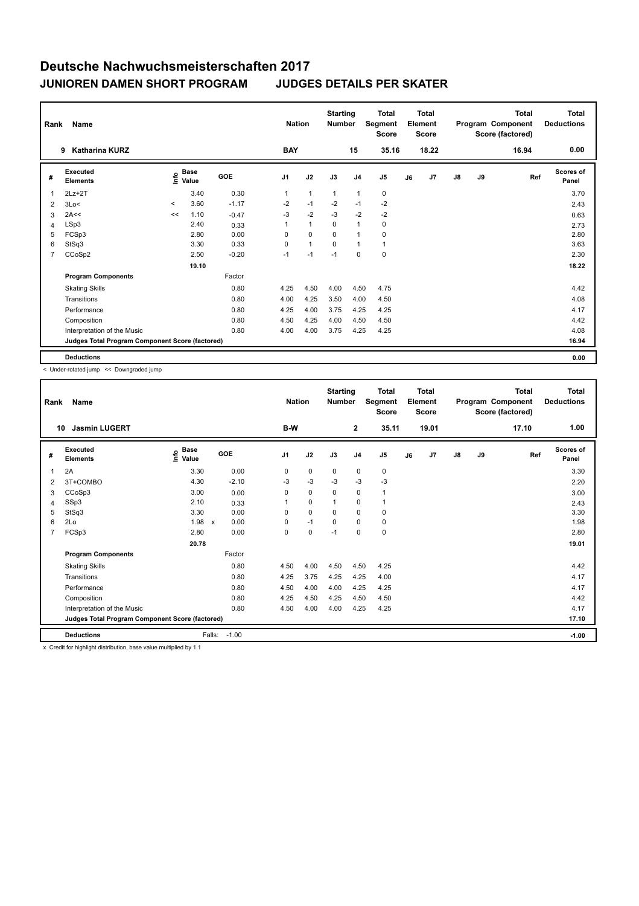# Deutsche Nachwuchsmeisterschaften 2017

## JUNIOREN DAMEN SHORT PROGRAM JUDGES DETAILS PER SKATER

| Rank | Name | Nation | Starting Number | Total Segment Score | Total Element Score | Total Program Component Score (factored) | Total Deductions |
|---|---|---|---|---|---|---|---|
| 9 | Katharina KURZ | BAY | 15 | 35.16 | 18.22 | 16.94 | 0.00 |

| # | Executed Elements | Info | Base Value | GOE | J1 | J2 | J3 | J4 | J5 | J6 | J7 | J8 | J9 | Ref | Scores of Panel |
|---|---|---|---|---|---|---|---|---|---|---|---|---|---|---|---|
| 1 | 2Lz+2T | | 3.40 | 0.30 | 1 | 1 | 1 | 1 | 0 | | | | | | 3.70 |
| 2 | 3Lo< | < | 3.60 | -1.17 | -2 | -1 | -2 | -1 | -2 | | | | | | 2.43 |
| 3 | 2A<< | << | 1.10 | -0.47 | -3 | -2 | -3 | -2 | -2 | | | | | | 0.63 |
| 4 | LSp3 | | 2.40 | 0.33 | 1 | 1 | 0 | 1 | 0 | | | | | | 2.73 |
| 5 | FCSp3 | | 2.80 | 0.00 | 0 | 0 | 0 | 1 | 0 | | | | | | 2.80 |
| 6 | StSq3 | | 3.30 | 0.33 | 0 | 1 | 0 | 1 | 1 | | | | | | 3.63 |
| 7 | CCoSp2 | | 2.50 | -0.20 | -1 | -1 | -1 | 0 | 0 | | | | | | 2.30 |
| | | | 19.10 | | | | | | | | | | | | 18.22 |
| | **Program Components** | | | Factor | | | | | | | | | | | |
| | Skating Skills | | | 0.80 | 4.25 | 4.50 | 4.00 | 4.50 | 4.75 | | | | | | 4.42 |
| | Transitions | | | 0.80 | 4.00 | 4.25 | 3.50 | 4.00 | 4.50 | | | | | | 4.08 |
| | Performance | | | 0.80 | 4.25 | 4.00 | 3.75 | 4.25 | 4.25 | | | | | | 4.17 |
| | Composition | | | 0.80 | 4.50 | 4.25 | 4.00 | 4.50 | 4.50 | | | | | | 4.42 |
| | Interpretation of the Music | | | 0.80 | 4.00 | 4.00 | 3.75 | 4.25 | 4.25 | | | | | | 4.08 |
| | **Judges Total Program Component Score (factored)** | | | | | | | | | | | | | | 16.94 |
| | **Deductions** | | | | | | | | | | | | | | 0.00 |

< Under-rotated jump << Downgraded jump

| Rank | Name | Nation | Starting Number | Total Segment Score | Total Element Score | Total Program Component Score (factored) | Total Deductions |
|---|---|---|---|---|---|---|---|
| 10 | Jasmin LUGERT | B-W | 2 | 35.11 | 19.01 | 17.10 | 1.00 |

| # | Executed Elements | Info | Base Value | GOE | J1 | J2 | J3 | J4 | J5 | J6 | J7 | J8 | J9 | Ref | Scores of Panel |
|---|---|---|---|---|---|---|---|---|---|---|---|---|---|---|---|
| 1 | 2A | | 3.30 | 0.00 | 0 | 0 | 0 | 0 | 0 | | | | | | 3.30 |
| 2 | 3T+COMBO | | 4.30 | -2.10 | -3 | -3 | -3 | -3 | -3 | | | | | | 2.20 |
| 3 | CCoSp3 | | 3.00 | 0.00 | 0 | 0 | 0 | 0 | 1 | | | | | | 3.00 |
| 4 | SSp3 | | 2.10 | 0.33 | 1 | 0 | 1 | 0 | 1 | | | | | | 2.43 |
| 5 | StSq3 | | 3.30 | 0.00 | 0 | 0 | 0 | 0 | 0 | | | | | | 3.30 |
| 6 | 2Lo | | 1.98 x | 0.00 | 0 | -1 | 0 | 0 | 0 | | | | | | 1.98 |
| 7 | FCSp3 | | 2.80 | 0.00 | 0 | 0 | -1 | 0 | 0 | | | | | | 2.80 |
| | | | 20.78 | | | | | | | | | | | | 19.01 |
| | **Program Components** | | | Factor | | | | | | | | | | | |
| | Skating Skills | | | 0.80 | 4.50 | 4.00 | 4.50 | 4.50 | 4.25 | | | | | | 4.42 |
| | Transitions | | | 0.80 | 4.25 | 3.75 | 4.25 | 4.25 | 4.00 | | | | | | 4.17 |
| | Performance | | | 0.80 | 4.50 | 4.00 | 4.00 | 4.25 | 4.25 | | | | | | 4.17 |
| | Composition | | | 0.80 | 4.25 | 4.50 | 4.25 | 4.50 | 4.50 | | | | | | 4.42 |
| | Interpretation of the Music | | | 0.80 | 4.50 | 4.00 | 4.00 | 4.25 | 4.25 | | | | | | 4.17 |
| | **Judges Total Program Component Score (factored)** | | | | | | | | | | | | | | 17.10 |
| | **Deductions** | | Falls: | -1.00 | | | | | | | | | | | -1.00 |

x Credit for highlight distribution, base value multiplied by 1.1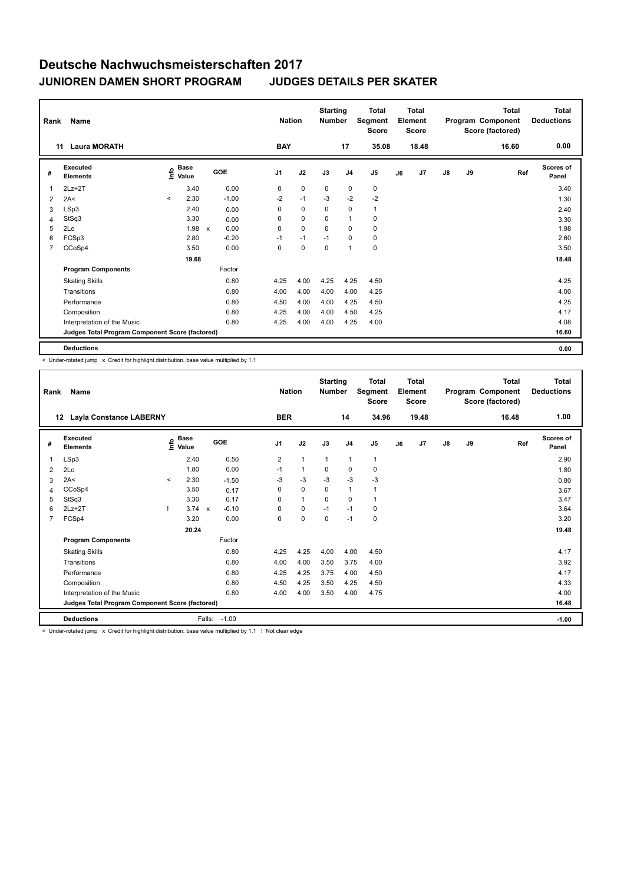# Deutsche Nachwuchsmeisterschaften 2017

## JUNIOREN DAMEN SHORT PROGRAM JUDGES DETAILS PER SKATER

| Rank | Name | Nation | Starting Number | Total Segment Score | Total Element Score | Total Program Component Score (factored) | Total Deductions |
|---|---|---|---|---|---|---|---|
| 11 | Laura MORATH | BAY | 17 | 35.08 | 18.48 | 16.60 | 0.00 |

| # | Executed Elements | Info | Base Value | | GOE | J1 | J2 | J3 | J4 | J5 | J6 | J7 | J8 | J9 | Ref | Scores of Panel |
|---|---|---|---|---|---|---|---|---|---|---|---|---|---|---|---|---|
| 1 | 2Lz+2T | | 3.40 | | 0.00 | 0 | 0 | 0 | 0 | 0 | | | | | | 3.40 |
| 2 | 2A< | < | 2.30 | | -1.00 | -2 | -1 | -3 | -2 | -2 | | | | | | 1.30 |
| 3 | LSp3 | | 2.40 | | 0.00 | 0 | 0 | 0 | 0 | 1 | | | | | | 2.40 |
| 4 | StSq3 | | 3.30 | | 0.00 | 0 | 0 | 0 | 1 | 0 | | | | | | 3.30 |
| 5 | 2Lo | | 1.98 | x | 0.00 | 0 | 0 | 0 | 0 | 0 | | | | | | 1.98 |
| 6 | FCSp3 | | 2.80 | | -0.20 | -1 | -1 | -1 | 0 | 0 | | | | | | 2.60 |
| 7 | CCoSp4 | | 3.50 | | 0.00 | 0 | 0 | 0 | 1 | 0 | | | | | | 3.50 |
| | | | 19.68 | | | | | | | | | | | | | 18.48 |
| | **Program Components** | | | | Factor | | | | | | | | | | | |
| | Skating Skills | | | | 0.80 | 4.25 | 4.00 | 4.25 | 4.25 | 4.50 | | | | | | 4.25 |
| | Transitions | | | | 0.80 | 4.00 | 4.00 | 4.00 | 4.00 | 4.25 | | | | | | 4.00 |
| | Performance | | | | 0.80 | 4.50 | 4.00 | 4.00 | 4.25 | 4.50 | | | | | | 4.25 |
| | Composition | | | | 0.80 | 4.25 | 4.00 | 4.00 | 4.50 | 4.25 | | | | | | 4.17 |
| | Interpretation of the Music | | | | 0.80 | 4.25 | 4.00 | 4.00 | 4.25 | 4.00 | | | | | | 4.08 |
| | **Judges Total Program Component Score (factored)** | | | | | | | | | | | | | | | 16.60 |
| | **Deductions** | | | | | | | | | | | | | | | 0.00 |

< Under-rotated jump x Credit for highlight distribution, base value multiplied by 1.1

| Rank | Name | Nation | Starting Number | Total Segment Score | Total Element Score | Total Program Component Score (factored) | Total Deductions |
|---|---|---|---|---|---|---|---|
| 12 | Layla Constance LABERNY | BER | 14 | 34.96 | 19.48 | 16.48 | 1.00 |

| # | Executed Elements | Info | Base Value | | GOE | J1 | J2 | J3 | J4 | J5 | J6 | J7 | J8 | J9 | Ref | Scores of Panel |
|---|---|---|---|---|---|---|---|---|---|---|---|---|---|---|---|---|
| 1 | LSp3 | | 2.40 | | 0.50 | 2 | 1 | 1 | 1 | 1 | | | | | | 2.90 |
| 2 | 2Lo | | 1.80 | | 0.00 | -1 | 1 | 0 | 0 | 0 | | | | | | 1.80 |
| 3 | 2A< | < | 2.30 | | -1.50 | -3 | -3 | -3 | -3 | -3 | | | | | | 0.80 |
| 4 | CCoSp4 | | 3.50 | | 0.17 | 0 | 0 | 0 | 1 | 1 | | | | | | 3.67 |
| 5 | StSq3 | | 3.30 | | 0.17 | 0 | 1 | 0 | 0 | 1 | | | | | | 3.47 |
| 6 | 2Lz+2T | ! | 3.74 | x | -0.10 | 0 | 0 | -1 | -1 | 0 | | | | | | 3.64 |
| 7 | FCSp4 | | 3.20 | | 0.00 | 0 | 0 | 0 | -1 | 0 | | | | | | 3.20 |
| | | | 20.24 | | | | | | | | | | | | | 19.48 |
| | **Program Components** | | | | Factor | | | | | | | | | | | |
| | Skating Skills | | | | 0.80 | 4.25 | 4.25 | 4.00 | 4.00 | 4.50 | | | | | | 4.17 |
| | Transitions | | | | 0.80 | 4.00 | 4.00 | 3.50 | 3.75 | 4.00 | | | | | | 3.92 |
| | Performance | | | | 0.80 | 4.25 | 4.25 | 3.75 | 4.00 | 4.50 | | | | | | 4.17 |
| | Composition | | | | 0.80 | 4.50 | 4.25 | 3.50 | 4.25 | 4.50 | | | | | | 4.33 |
| | Interpretation of the Music | | | | 0.80 | 4.00 | 4.00 | 3.50 | 4.00 | 4.75 | | | | | | 4.00 |
| | **Judges Total Program Component Score (factored)** | | | | | | | | | | | | | | | 16.48 |
| | **Deductions** | | Falls: | | -1.00 | | | | | | | | | | | -1.00 |

< Under-rotated jump x Credit for highlight distribution, base value multiplied by 1.1 ! Not clear edge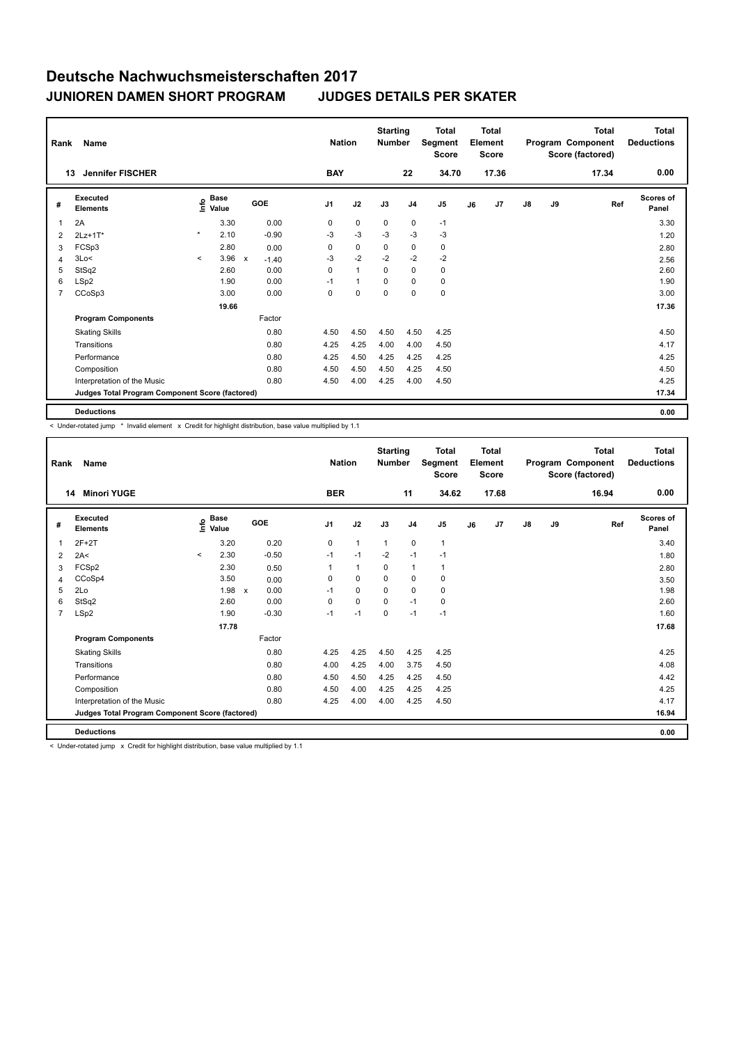# Deutsche Nachwuchsmeisterschaften 2017

## JUNIOREN DAMEN SHORT PROGRAM — JUDGES DETAILS PER SKATER

| Rank | Name | Nation | Starting Number | Total Segment Score | Total Element Score | Total Program Component Score (factored) | Total Deductions |
|---|---|---|---|---|---|---|---|
| 13 | Jennifer FISCHER | BAY | 22 | 34.70 | 17.36 | 17.34 | 0.00 |

| # | Executed Elements | Info | Base Value | | GOE | J1 | J2 | J3 | J4 | J5 | J6 | J7 | J8 | J9 | Ref | Scores of Panel |
|---|---|---|---|---|---|---|---|---|---|---|---|---|---|---|---|---|
| 1 | 2A | | 3.30 | | 0.00 | 0 | 0 | 0 | 0 | -1 | | | | | | 3.30 |
| 2 | 2Lz+1T* | * | 2.10 | | -0.90 | -3 | -3 | -3 | -3 | -3 | | | | | | 1.20 |
| 3 | FCSp3 | | 2.80 | | 0.00 | 0 | 0 | 0 | 0 | 0 | | | | | | 2.80 |
| 4 | 3Lo< | < | 3.96 | x | -1.40 | -3 | -2 | -2 | -2 | -2 | | | | | | 2.56 |
| 5 | StSq2 | | 2.60 | | 0.00 | 0 | 1 | 0 | 0 | 0 | | | | | | 2.60 |
| 6 | LSp2 | | 1.90 | | 0.00 | -1 | 1 | 0 | 0 | 0 | | | | | | 1.90 |
| 7 | CCoSp3 | | 3.00 | | 0.00 | 0 | 0 | 0 | 0 | 0 | | | | | | 3.00 |
| | | | 19.66 | | | | | | | | | | | | | 17.36 |
| | **Program Components** | | | | Factor | | | | | | | | | | | |
| | Skating Skills | | | | 0.80 | 4.50 | 4.50 | 4.50 | 4.50 | 4.25 | | | | | | 4.50 |
| | Transitions | | | | 0.80 | 4.25 | 4.25 | 4.00 | 4.00 | 4.50 | | | | | | 4.17 |
| | Performance | | | | 0.80 | 4.25 | 4.50 | 4.25 | 4.25 | 4.25 | | | | | | 4.25 |
| | Composition | | | | 0.80 | 4.50 | 4.50 | 4.50 | 4.25 | 4.50 | | | | | | 4.50 |
| | Interpretation of the Music | | | | 0.80 | 4.50 | 4.00 | 4.25 | 4.00 | 4.50 | | | | | | 4.25 |
| | **Judges Total Program Component Score (factored)** | | | | | | | | | | | | | | | 17.34 |
| | **Deductions** | | | | | | | | | | | | | | | 0.00 |

< Under-rotated jump * Invalid element x Credit for highlight distribution, base value multiplied by 1.1

| Rank | Name | Nation | Starting Number | Total Segment Score | Total Element Score | Total Program Component Score (factored) | Total Deductions |
|---|---|---|---|---|---|---|---|
| 14 | Minori YUGE | BER | 11 | 34.62 | 17.68 | 16.94 | 0.00 |

| # | Executed Elements | Info | Base Value | | GOE | J1 | J2 | J3 | J4 | J5 | J6 | J7 | J8 | J9 | Ref | Scores of Panel |
|---|---|---|---|---|---|---|---|---|---|---|---|---|---|---|---|---|
| 1 | 2F+2T | | 3.20 | | 0.20 | 0 | 1 | 1 | 0 | 1 | | | | | | 3.40 |
| 2 | 2A< | < | 2.30 | | -0.50 | -1 | -1 | -2 | -1 | -1 | | | | | | 1.80 |
| 3 | FCSp2 | | 2.30 | | 0.50 | 1 | 1 | 0 | 1 | 1 | | | | | | 2.80 |
| 4 | CCoSp4 | | 3.50 | | 0.00 | 0 | 0 | 0 | 0 | 0 | | | | | | 3.50 |
| 5 | 2Lo | | 1.98 | x | 0.00 | -1 | 0 | 0 | 0 | 0 | | | | | | 1.98 |
| 6 | StSq2 | | 2.60 | | 0.00 | 0 | 0 | 0 | -1 | 0 | | | | | | 2.60 |
| 7 | LSp2 | | 1.90 | | -0.30 | -1 | -1 | 0 | -1 | -1 | | | | | | 1.60 |
| | | | 17.78 | | | | | | | | | | | | | 17.68 |
| | **Program Components** | | | | Factor | | | | | | | | | | | |
| | Skating Skills | | | | 0.80 | 4.25 | 4.25 | 4.50 | 4.25 | 4.25 | | | | | | 4.25 |
| | Transitions | | | | 0.80 | 4.00 | 4.25 | 4.00 | 3.75 | 4.50 | | | | | | 4.08 |
| | Performance | | | | 0.80 | 4.50 | 4.50 | 4.25 | 4.25 | 4.50 | | | | | | 4.42 |
| | Composition | | | | 0.80 | 4.50 | 4.00 | 4.25 | 4.25 | 4.25 | | | | | | 4.25 |
| | Interpretation of the Music | | | | 0.80 | 4.25 | 4.00 | 4.00 | 4.25 | 4.50 | | | | | | 4.17 |
| | **Judges Total Program Component Score (factored)** | | | | | | | | | | | | | | | 16.94 |
| | **Deductions** | | | | | | | | | | | | | | | 0.00 |

< Under-rotated jump x Credit for highlight distribution, base value multiplied by 1.1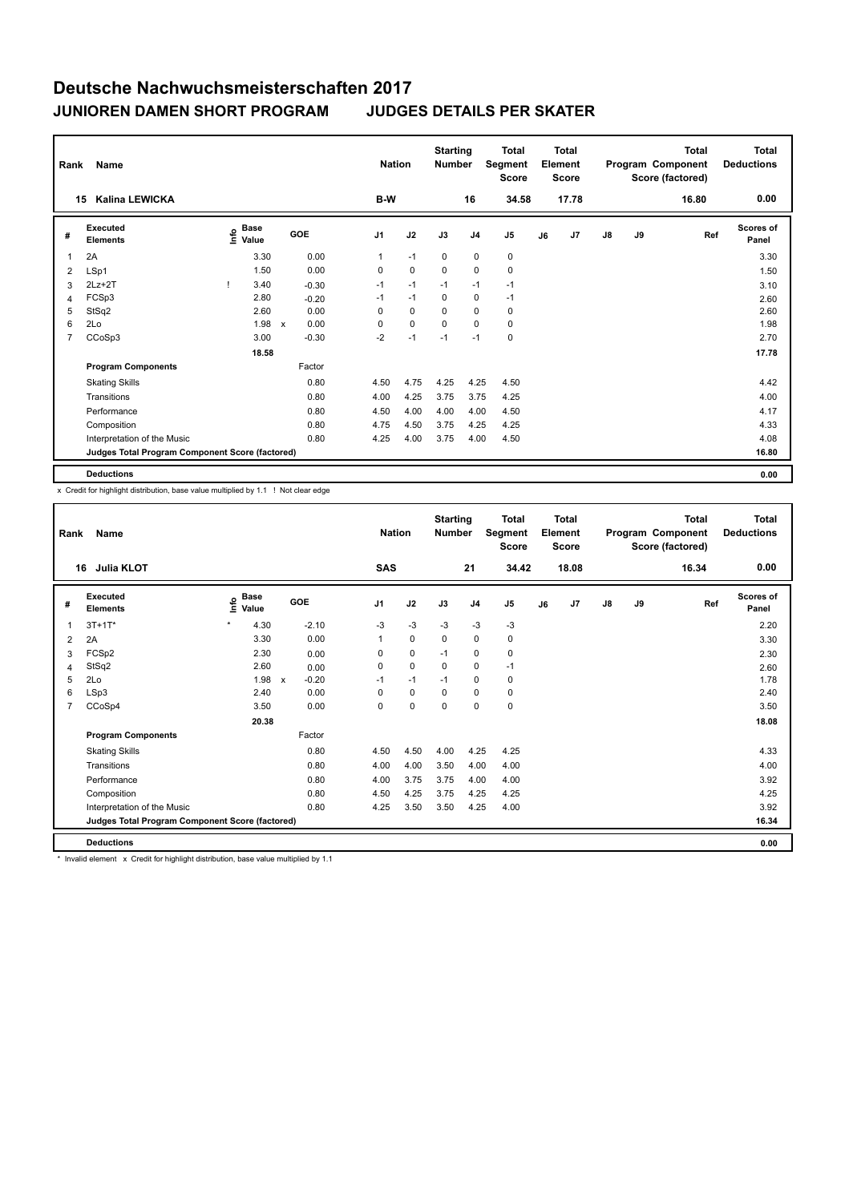# Deutsche Nachwuchsmeisterschaften 2017

## JUNIOREN DAMEN SHORT PROGRAM JUDGES DETAILS PER SKATER

| Rank | Name | Nation | Starting Number | Total Segment Score | Total Element Score | Total Program Component Score (factored) | Total Deductions |
|---|---|---|---|---|---|---|---|
| 15 | Kalina LEWICKA | B-W | 16 | 34.58 | 17.78 | 16.80 | 0.00 |

| # | Executed Elements | Info | Base Value | | GOE | J1 | J2 | J3 | J4 | J5 | J6 | J7 | J8 | J9 | Ref | Scores of Panel |
|---|---|---|---|---|---|---|---|---|---|---|---|---|---|---|---|---|
| 1 | 2A | | 3.30 | | 0.00 | 1 | -1 | 0 | 0 | 0 | | | | | | 3.30 |
| 2 | LSp1 | | 1.50 | | 0.00 | 0 | 0 | 0 | 0 | 0 | | | | | | 1.50 |
| 3 | 2Lz+2T | ! | 3.40 | | -0.30 | -1 | -1 | -1 | -1 | -1 | | | | | | 3.10 |
| 4 | FCSp3 | | 2.80 | | -0.20 | -1 | -1 | 0 | 0 | -1 | | | | | | 2.60 |
| 5 | StSq2 | | 2.60 | | 0.00 | 0 | 0 | 0 | 0 | 0 | | | | | | 2.60 |
| 6 | 2Lo | | 1.98 | x | 0.00 | 0 | 0 | 0 | 0 | 0 | | | | | | 1.98 |
| 7 | CCoSp3 | | 3.00 | | -0.30 | -2 | -1 | -1 | -1 | 0 | | | | | | 2.70 |
| | | | 18.58 | | | | | | | | | | | | | 17.78 |
| | **Program Components** | | | | Factor | | | | | | | | | | | |
| | Skating Skills | | | | 0.80 | 4.50 | 4.75 | 4.25 | 4.25 | 4.50 | | | | | | 4.42 |
| | Transitions | | | | 0.80 | 4.00 | 4.25 | 3.75 | 3.75 | 4.25 | | | | | | 4.00 |
| | Performance | | | | 0.80 | 4.50 | 4.00 | 4.00 | 4.00 | 4.50 | | | | | | 4.17 |
| | Composition | | | | 0.80 | 4.75 | 4.50 | 3.75 | 4.25 | 4.25 | | | | | | 4.33 |
| | Interpretation of the Music | | | | 0.80 | 4.25 | 4.00 | 3.75 | 4.00 | 4.50 | | | | | | 4.08 |
| | **Judges Total Program Component Score (factored)** | | | | | | | | | | | | | | | 16.80 |
| | **Deductions** | | | | | | | | | | | | | | | 0.00 |

x Credit for highlight distribution, base value multiplied by 1.1 ! Not clear edge

| Rank | Name | Nation | Starting Number | Total Segment Score | Total Element Score | Total Program Component Score (factored) | Total Deductions |
|---|---|---|---|---|---|---|---|
| 16 | Julia KLOT | SAS | 21 | 34.42 | 18.08 | 16.34 | 0.00 |

| # | Executed Elements | Info | Base Value | | GOE | J1 | J2 | J3 | J4 | J5 | J6 | J7 | J8 | J9 | Ref | Scores of Panel |
|---|---|---|---|---|---|---|---|---|---|---|---|---|---|---|---|---|
| 1 | 3T+1T* | * | 4.30 | | -2.10 | -3 | -3 | -3 | -3 | -3 | | | | | | 2.20 |
| 2 | 2A | | 3.30 | | 0.00 | 1 | 0 | 0 | 0 | 0 | | | | | | 3.30 |
| 3 | FCSp2 | | 2.30 | | 0.00 | 0 | 0 | -1 | 0 | 0 | | | | | | 2.30 |
| 4 | StSq2 | | 2.60 | | 0.00 | 0 | 0 | 0 | 0 | -1 | | | | | | 2.60 |
| 5 | 2Lo | | 1.98 | x | -0.20 | -1 | -1 | -1 | 0 | 0 | | | | | | 1.78 |
| 6 | LSp3 | | 2.40 | | 0.00 | 0 | 0 | 0 | 0 | 0 | | | | | | 2.40 |
| 7 | CCoSp4 | | 3.50 | | 0.00 | 0 | 0 | 0 | 0 | 0 | | | | | | 3.50 |
| | | | 20.38 | | | | | | | | | | | | | 18.08 |
| | **Program Components** | | | | Factor | | | | | | | | | | | |
| | Skating Skills | | | | 0.80 | 4.50 | 4.50 | 4.00 | 4.25 | 4.25 | | | | | | 4.33 |
| | Transitions | | | | 0.80 | 4.00 | 4.00 | 3.50 | 4.00 | 4.00 | | | | | | 4.00 |
| | Performance | | | | 0.80 | 4.00 | 3.75 | 3.75 | 4.00 | 4.00 | | | | | | 3.92 |
| | Composition | | | | 0.80 | 4.50 | 4.25 | 3.75 | 4.25 | 4.25 | | | | | | 4.25 |
| | Interpretation of the Music | | | | 0.80 | 4.25 | 3.50 | 3.50 | 4.25 | 4.00 | | | | | | 3.92 |
| | **Judges Total Program Component Score (factored)** | | | | | | | | | | | | | | | 16.34 |
| | **Deductions** | | | | | | | | | | | | | | | 0.00 |

\* Invalid element x Credit for highlight distribution, base value multiplied by 1.1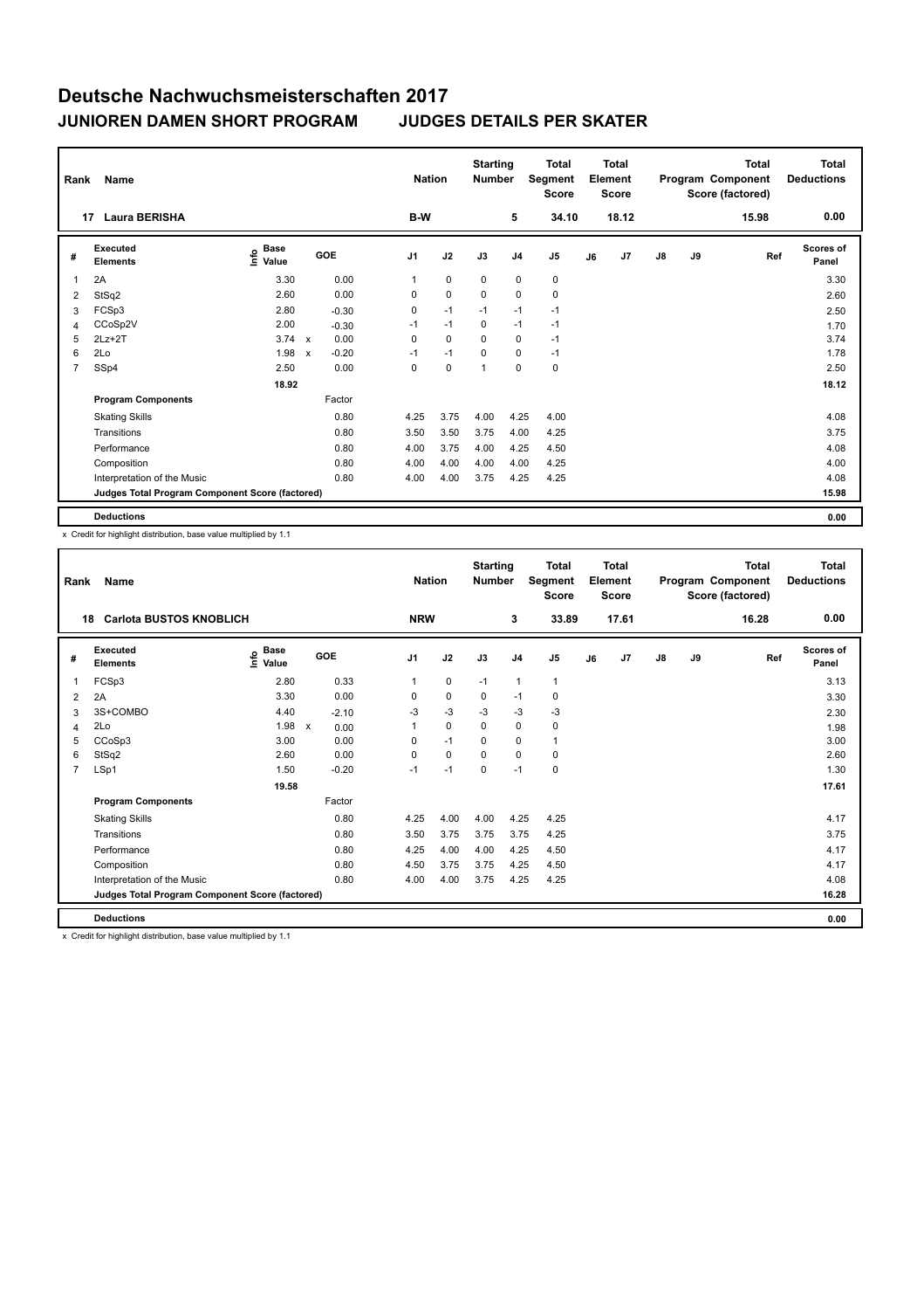# Deutsche Nachwuchsmeisterschaften 2017

## JUNIOREN DAMEN SHORT PROGRAM    JUDGES DETAILS PER SKATER

| Rank | Name | Nation | Starting Number | Total Segment Score | Total Element Score | Total Program Component Score (factored) | Total Deductions |
|---|---|---|---|---|---|---|---|
| 17 | Laura BERISHA | B-W | 5 | 34.10 | 18.12 | 15.98 | 0.00 |

| # | Executed Elements | Info | Base Value | | GOE | J1 | J2 | J3 | J4 | J5 | J6 | J7 | J8 | J9 | Ref | Scores of Panel |
|---|---|---|---|---|---|---|---|---|---|---|---|---|---|---|---|---|
| 1 | 2A | | 3.30 | | 0.00 | 1 | 0 | 0 | 0 | 0 | | | | | | 3.30 |
| 2 | StSq2 | | 2.60 | | 0.00 | 0 | 0 | 0 | 0 | 0 | | | | | | 2.60 |
| 3 | FCSp3 | | 2.80 | | -0.30 | 0 | -1 | -1 | -1 | -1 | | | | | | 2.50 |
| 4 | CCoSp2V | | 2.00 | | -0.30 | -1 | -1 | 0 | -1 | -1 | | | | | | 1.70 |
| 5 | 2Lz+2T | | 3.74 | x | 0.00 | 0 | 0 | 0 | 0 | -1 | | | | | | 3.74 |
| 6 | 2Lo | | 1.98 | x | -0.20 | -1 | -1 | 0 | 0 | -1 | | | | | | 1.78 |
| 7 | SSp4 | | 2.50 | | 0.00 | 0 | 0 | 1 | 0 | 0 | | | | | | 2.50 |
| | | | 18.92 | | | | | | | | | | | | | 18.12 |
| | **Program Components** | | | | Factor | | | | | | | | | | | |
| | Skating Skills | | | | 0.80 | 4.25 | 3.75 | 4.00 | 4.25 | 4.00 | | | | | | 4.08 |
| | Transitions | | | | 0.80 | 3.50 | 3.50 | 3.75 | 4.00 | 4.25 | | | | | | 3.75 |
| | Performance | | | | 0.80 | 4.00 | 3.75 | 4.00 | 4.25 | 4.50 | | | | | | 4.08 |
| | Composition | | | | 0.80 | 4.00 | 4.00 | 4.00 | 4.00 | 4.25 | | | | | | 4.00 |
| | Interpretation of the Music | | | | 0.80 | 4.00 | 4.00 | 3.75 | 4.25 | 4.25 | | | | | | 4.08 |
| | **Judges Total Program Component Score (factored)** | | | | | | | | | | | | | | | 15.98 |
| | **Deductions** | | | | | | | | | | | | | | | 0.00 |

x Credit for highlight distribution, base value multiplied by 1.1

| Rank | Name | Nation | Starting Number | Total Segment Score | Total Element Score | Total Program Component Score (factored) | Total Deductions |
|---|---|---|---|---|---|---|---|
| 18 | Carlota BUSTOS KNOBLICH | NRW | 3 | 33.89 | 17.61 | 16.28 | 0.00 |

| # | Executed Elements | Info | Base Value | | GOE | J1 | J2 | J3 | J4 | J5 | J6 | J7 | J8 | J9 | Ref | Scores of Panel |
|---|---|---|---|---|---|---|---|---|---|---|---|---|---|---|---|---|
| 1 | FCSp3 | | 2.80 | | 0.33 | 1 | 0 | -1 | 1 | 1 | | | | | | 3.13 |
| 2 | 2A | | 3.30 | | 0.00 | 0 | 0 | 0 | -1 | 0 | | | | | | 3.30 |
| 3 | 3S+COMBO | | 4.40 | | -2.10 | -3 | -3 | -3 | -3 | -3 | | | | | | 2.30 |
| 4 | 2Lo | | 1.98 | x | 0.00 | 1 | 0 | 0 | 0 | 0 | | | | | | 1.98 |
| 5 | CCoSp3 | | 3.00 | | 0.00 | 0 | -1 | 0 | 0 | 1 | | | | | | 3.00 |
| 6 | StSq2 | | 2.60 | | 0.00 | 0 | 0 | 0 | 0 | 0 | | | | | | 2.60 |
| 7 | LSp1 | | 1.50 | | -0.20 | -1 | -1 | 0 | -1 | 0 | | | | | | 1.30 |
| | | | 19.58 | | | | | | | | | | | | | 17.61 |
| | **Program Components** | | | | Factor | | | | | | | | | | | |
| | Skating Skills | | | | 0.80 | 4.25 | 4.00 | 4.00 | 4.25 | 4.25 | | | | | | 4.17 |
| | Transitions | | | | 0.80 | 3.50 | 3.75 | 3.75 | 3.75 | 4.25 | | | | | | 3.75 |
| | Performance | | | | 0.80 | 4.25 | 4.00 | 4.00 | 4.25 | 4.50 | | | | | | 4.17 |
| | Composition | | | | 0.80 | 4.50 | 3.75 | 3.75 | 4.25 | 4.50 | | | | | | 4.17 |
| | Interpretation of the Music | | | | 0.80 | 4.00 | 4.00 | 3.75 | 4.25 | 4.25 | | | | | | 4.08 |
| | **Judges Total Program Component Score (factored)** | | | | | | | | | | | | | | | 16.28 |
| | **Deductions** | | | | | | | | | | | | | | | 0.00 |

x Credit for highlight distribution, base value multiplied by 1.1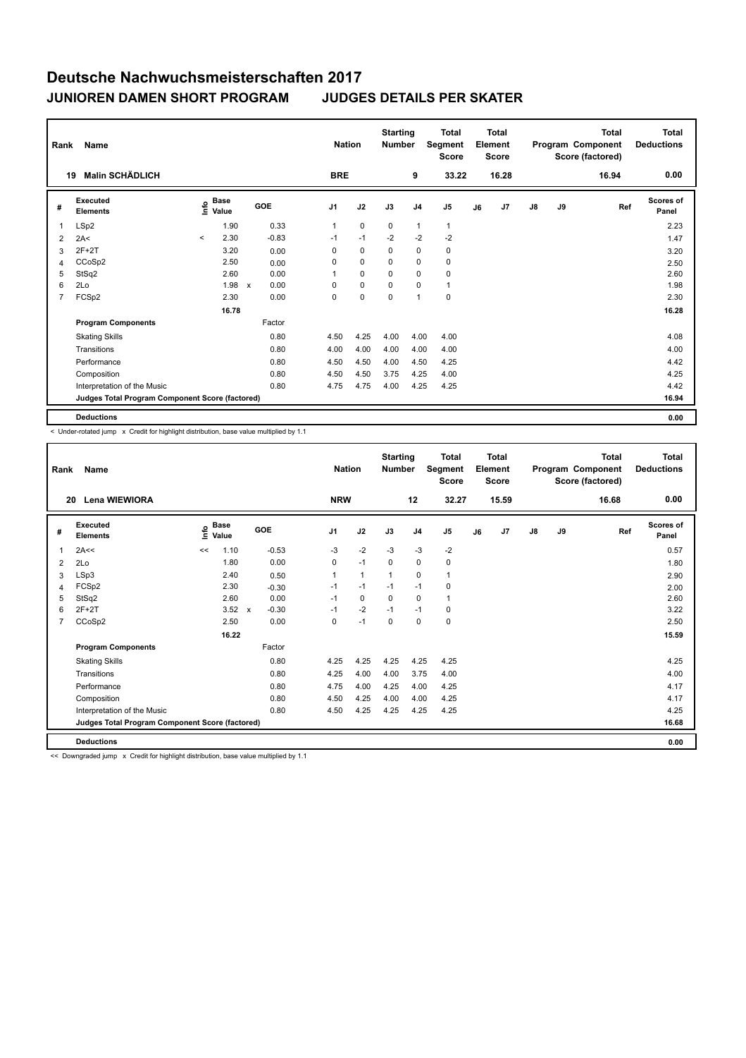# Deutsche Nachwuchsmeisterschaften 2017

## JUNIOREN DAMEN SHORT PROGRAM JUDGES DETAILS PER SKATER

| Rank | Name | Nation | Starting Number | Total Segment Score | Total Element Score | Total Program Component Score (factored) | Total Deductions |
|---|---|---|---|---|---|---|---|
| 19 | Malin SCHÄDLICH | BRE | 9 | 33.22 | 16.28 | 16.94 | 0.00 |

| # | Executed Elements | Info | Base Value | | GOE | J1 | J2 | J3 | J4 | J5 | J6 | J7 | J8 | J9 | Ref | Scores of Panel |
|---|---|---|---|---|---|---|---|---|---|---|---|---|---|---|---|---|
| 1 | LSp2 | | 1.90 | | 0.33 | 1 | 0 | 0 | 1 | 1 | | | | | | 2.23 |
| 2 | 2A< | < | 2.30 | | -0.83 | -1 | -1 | -2 | -2 | -2 | | | | | | 1.47 |
| 3 | 2F+2T | | 3.20 | | 0.00 | 0 | 0 | 0 | 0 | 0 | | | | | | 3.20 |
| 4 | CCoSp2 | | 2.50 | | 0.00 | 0 | 0 | 0 | 0 | 0 | | | | | | 2.50 |
| 5 | StSq2 | | 2.60 | | 0.00 | 1 | 0 | 0 | 0 | 0 | | | | | | 2.60 |
| 6 | 2Lo | | 1.98 | x | 0.00 | 0 | 0 | 0 | 0 | 1 | | | | | | 1.98 |
| 7 | FCSp2 | | 2.30 | | 0.00 | 0 | 0 | 0 | 1 | 0 | | | | | | 2.30 |
| | | | 16.78 | | | | | | | | | | | | | 16.28 |
| | **Program Components** | | | | Factor | | | | | | | | | | | |
| | Skating Skills | | | | 0.80 | 4.50 | 4.25 | 4.00 | 4.00 | 4.00 | | | | | | 4.08 |
| | Transitions | | | | 0.80 | 4.00 | 4.00 | 4.00 | 4.00 | 4.00 | | | | | | 4.00 |
| | Performance | | | | 0.80 | 4.50 | 4.50 | 4.00 | 4.50 | 4.25 | | | | | | 4.42 |
| | Composition | | | | 0.80 | 4.50 | 4.50 | 3.75 | 4.25 | 4.00 | | | | | | 4.25 |
| | Interpretation of the Music | | | | 0.80 | 4.75 | 4.75 | 4.00 | 4.25 | 4.25 | | | | | | 4.42 |
| | **Judges Total Program Component Score (factored)** | | | | | | | | | | | | | | | 16.94 |
| | **Deductions** | | | | | | | | | | | | | | | 0.00 |

< Under-rotated jump x Credit for highlight distribution, base value multiplied by 1.1

| Rank | Name | Nation | Starting Number | Total Segment Score | Total Element Score | Total Program Component Score (factored) | Total Deductions |
|---|---|---|---|---|---|---|---|
| 20 | Lena WIEWIORA | NRW | 12 | 32.27 | 15.59 | 16.68 | 0.00 |

| # | Executed Elements | Info | Base Value | | GOE | J1 | J2 | J3 | J4 | J5 | J6 | J7 | J8 | J9 | Ref | Scores of Panel |
|---|---|---|---|---|---|---|---|---|---|---|---|---|---|---|---|---|
| 1 | 2A<< | << | 1.10 | | -0.53 | -3 | -2 | -3 | -3 | -2 | | | | | | 0.57 |
| 2 | 2Lo | | 1.80 | | 0.00 | 0 | -1 | 0 | 0 | 0 | | | | | | 1.80 |
| 3 | LSp3 | | 2.40 | | 0.50 | 1 | 1 | 1 | 0 | 1 | | | | | | 2.90 |
| 4 | FCSp2 | | 2.30 | | -0.30 | -1 | -1 | -1 | -1 | 0 | | | | | | 2.00 |
| 5 | StSq2 | | 2.60 | | 0.00 | -1 | 0 | 0 | 0 | 1 | | | | | | 2.60 |
| 6 | 2F+2T | | 3.52 | x | -0.30 | -1 | -2 | -1 | -1 | 0 | | | | | | 3.22 |
| 7 | CCoSp2 | | 2.50 | | 0.00 | 0 | -1 | 0 | 0 | 0 | | | | | | 2.50 |
| | | | 16.22 | | | | | | | | | | | | | 15.59 |
| | **Program Components** | | | | Factor | | | | | | | | | | | |
| | Skating Skills | | | | 0.80 | 4.25 | 4.25 | 4.25 | 4.25 | 4.25 | | | | | | 4.25 |
| | Transitions | | | | 0.80 | 4.25 | 4.00 | 4.00 | 3.75 | 4.00 | | | | | | 4.00 |
| | Performance | | | | 0.80 | 4.75 | 4.00 | 4.25 | 4.00 | 4.25 | | | | | | 4.17 |
| | Composition | | | | 0.80 | 4.50 | 4.25 | 4.00 | 4.00 | 4.25 | | | | | | 4.17 |
| | Interpretation of the Music | | | | 0.80 | 4.50 | 4.25 | 4.25 | 4.25 | 4.25 | | | | | | 4.25 |
| | **Judges Total Program Component Score (factored)** | | | | | | | | | | | | | | | 16.68 |
| | **Deductions** | | | | | | | | | | | | | | | 0.00 |

<< Downgraded jump x Credit for highlight distribution, base value multiplied by 1.1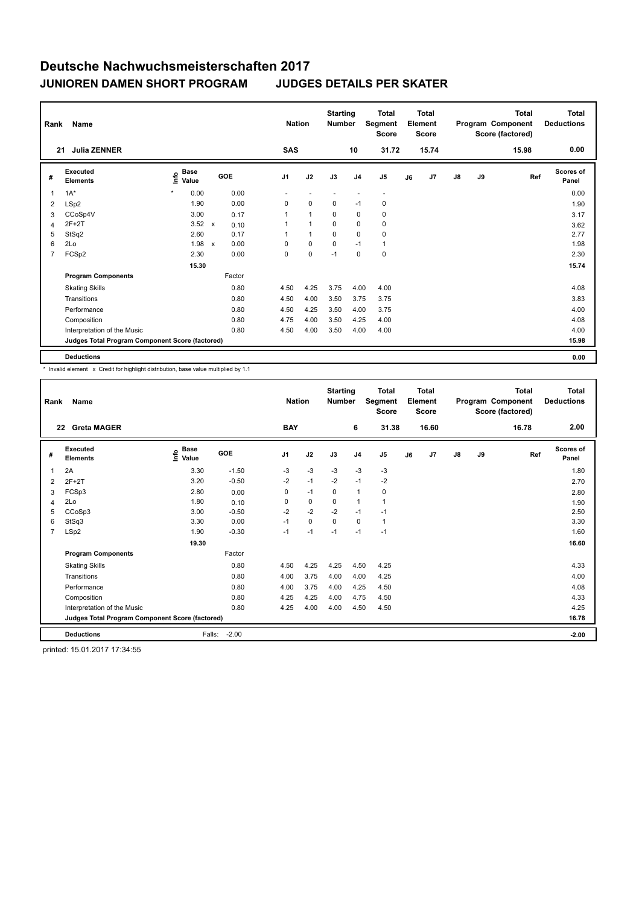# Deutsche Nachwuchsmeisterschaften 2017

## JUNIOREN DAMEN SHORT PROGRAM    JUDGES DETAILS PER SKATER

| Rank | Name | Nation | Starting Number | Total Segment Score | Total Element Score | Total Program Component Score (factored) | Total Deductions |
|---|---|---|---|---|---|---|---|
| 21 | Julia ZENNER | SAS | 10 | 31.72 | 15.74 | 15.98 | 0.00 |

| # | Executed Elements | Info | Base Value | | GOE | J1 | J2 | J3 | J4 | J5 | J6 | J7 | J8 | J9 | Ref | Scores of Panel |
|---|---|---|---|---|---|---|---|---|---|---|---|---|---|---|---|---|
| 1 | 1A* | * | 0.00 | | 0.00 | - | - | - | - | - | | | | | | 0.00 |
| 2 | LSp2 | | 1.90 | | 0.00 | 0 | 0 | 0 | -1 | 0 | | | | | | 1.90 |
| 3 | CCoSp4V | | 3.00 | | 0.17 | 1 | 1 | 0 | 0 | 0 | | | | | | 3.17 |
| 4 | 2F+2T | | 3.52 | x | 0.10 | 1 | 1 | 0 | 0 | 0 | | | | | | 3.62 |
| 5 | StSq2 | | 2.60 | | 0.17 | 1 | 1 | 0 | 0 | 0 | | | | | | 2.77 |
| 6 | 2Lo | | 1.98 | x | 0.00 | 0 | 0 | 0 | -1 | 1 | | | | | | 1.98 |
| 7 | FCSp2 | | 2.30 | | 0.00 | 0 | 0 | -1 | 0 | 0 | | | | | | 2.30 |
| | | | 15.30 | | | | | | | | | | | | | 15.74 |
| | **Program Components** | | | | Factor | | | | | | | | | | | |
| | Skating Skills | | | | 0.80 | 4.50 | 4.25 | 3.75 | 4.00 | 4.00 | | | | | | 4.08 |
| | Transitions | | | | 0.80 | 4.50 | 4.00 | 3.50 | 3.75 | 3.75 | | | | | | 3.83 |
| | Performance | | | | 0.80 | 4.50 | 4.25 | 3.50 | 4.00 | 3.75 | | | | | | 4.00 |
| | Composition | | | | 0.80 | 4.75 | 4.00 | 3.50 | 4.25 | 4.00 | | | | | | 4.08 |
| | Interpretation of the Music | | | | 0.80 | 4.50 | 4.00 | 3.50 | 4.00 | 4.00 | | | | | | 4.00 |
| | **Judges Total Program Component Score (factored)** | | | | | | | | | | | | | | | 15.98 |
| | **Deductions** | | | | | | | | | | | | | | | 0.00 |

\* Invalid element x Credit for highlight distribution, base value multiplied by 1.1

| Rank | Name | Nation | Starting Number | Total Segment Score | Total Element Score | Total Program Component Score (factored) | Total Deductions |
|---|---|---|---|---|---|---|---|
| 22 | Greta MAGER | BAY | 6 | 31.38 | 16.60 | 16.78 | 2.00 |

| # | Executed Elements | Info | Base Value | GOE | J1 | J2 | J3 | J4 | J5 | J6 | J7 | J8 | J9 | Ref | Scores of Panel |
|---|---|---|---|---|---|---|---|---|---|---|---|---|---|---|---|
| 1 | 2A | | 3.30 | -1.50 | -3 | -3 | -3 | -3 | -3 | | | | | | 1.80 |
| 2 | 2F+2T | | 3.20 | -0.50 | -2 | -1 | -2 | -1 | -2 | | | | | | 2.70 |
| 3 | FCSp3 | | 2.80 | 0.00 | 0 | -1 | 0 | 1 | 0 | | | | | | 2.80 |
| 4 | 2Lo | | 1.80 | 0.10 | 0 | 0 | 0 | 1 | 1 | | | | | | 1.90 |
| 5 | CCoSp3 | | 3.00 | -0.50 | -2 | -2 | -2 | -1 | -1 | | | | | | 2.50 |
| 6 | StSq3 | | 3.30 | 0.00 | -1 | 0 | 0 | 0 | 1 | | | | | | 3.30 |
| 7 | LSp2 | | 1.90 | -0.30 | -1 | -1 | -1 | -1 | -1 | | | | | | 1.60 |
| | | | 19.30 | | | | | | | | | | | | 16.60 |
| | **Program Components** | | | Factor | | | | | | | | | | | |
| | Skating Skills | | | 0.80 | 4.50 | 4.25 | 4.25 | 4.50 | 4.25 | | | | | | 4.33 |
| | Transitions | | | 0.80 | 4.00 | 3.75 | 4.00 | 4.00 | 4.25 | | | | | | 4.00 |
| | Performance | | | 0.80 | 4.00 | 3.75 | 4.00 | 4.25 | 4.50 | | | | | | 4.08 |
| | Composition | | | 0.80 | 4.25 | 4.25 | 4.00 | 4.75 | 4.50 | | | | | | 4.33 |
| | Interpretation of the Music | | | 0.80 | 4.25 | 4.00 | 4.00 | 4.50 | 4.50 | | | | | | 4.25 |
| | **Judges Total Program Component Score (factored)** | | | | | | | | | | | | | | 16.78 |
| | **Deductions** | Falls: | | -2.00 | | | | | | | | | | | -2.00 |

printed: 15.01.2017 17:34:55